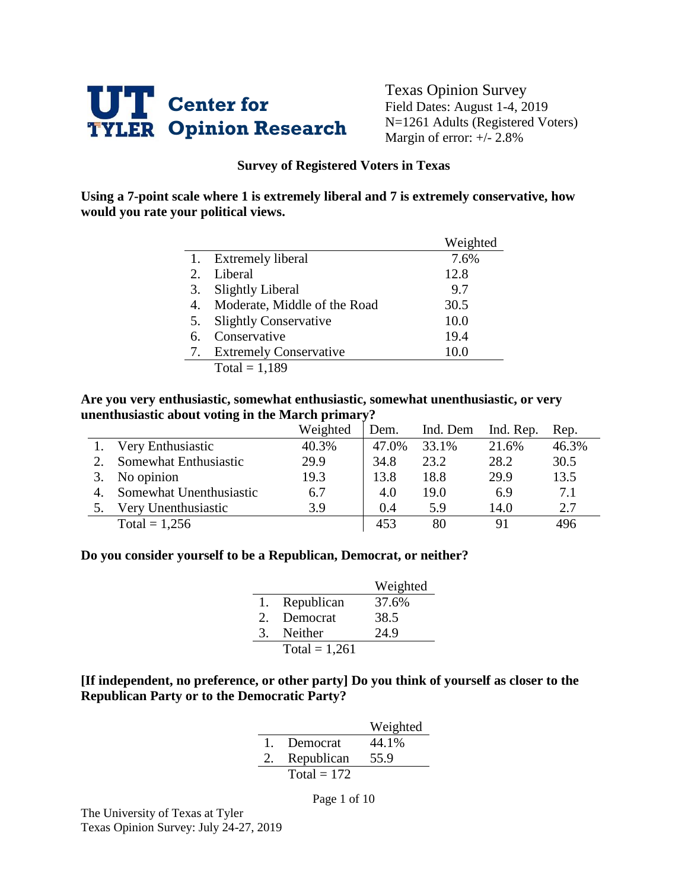**UT TYLER Center for Opinion Research**

Texas Opinion Survey
Field Dates: August 1-4, 2019
N=1261 Adults (Registered Voters)
Margin of error: +/- 2.8%

## Survey of Registered Voters in Texas

**Using a 7-point scale where 1 is extremely liberal and 7 is extremely conservative, how would you rate your political views.**

| | | Weighted |
|---|---|---|
| 1. | Extremely liberal | 7.6% |
| 2. | Liberal | 12.8 |
| 3. | Slightly Liberal | 9.7 |
| 4. | Moderate, Middle of the Road | 30.5 |
| 5. | Slightly Conservative | 10.0 |
| 6. | Conservative | 19.4 |
| 7. | Extremely Conservative | 10.0 |
| | Total = 1,189 | |

**Are you very enthusiastic, somewhat enthusiastic, somewhat unenthusiastic, or very unenthusiastic about voting in the March primary?**

| | | Weighted | Dem. | Ind. Dem | Ind. Rep. | Rep. |
|---|---|---|---|---|---|---|
| 1. | Very Enthusiastic | 40.3% | 47.0% | 33.1% | 21.6% | 46.3% |
| 2. | Somewhat Enthusiastic | 29.9 | 34.8 | 23.2 | 28.2 | 30.5 |
| 3. | No opinion | 19.3 | 13.8 | 18.8 | 29.9 | 13.5 |
| 4. | Somewhat Unenthusiastic | 6.7 | 4.0 | 19.0 | 6.9 | 7.1 |
| 5. | Very Unenthusiastic | 3.9 | 0.4 | 5.9 | 14.0 | 2.7 |
| | Total = 1,256 | | 453 | 80 | 91 | 496 |

**Do you consider yourself to be a Republican, Democrat, or neither?**

| | | Weighted |
|---|---|---|
| 1. | Republican | 37.6% |
| 2. | Democrat | 38.5 |
| 3. | Neither | 24.9 |
| | Total = 1,261 | |

**[If independent, no preference, or other party] Do you think of yourself as closer to the Republican Party or to the Democratic Party?**

| | | Weighted |
|---|---|---|
| 1. | Democrat | 44.1% |
| 2. | Republican | 55.9 |
| | Total = 172 | |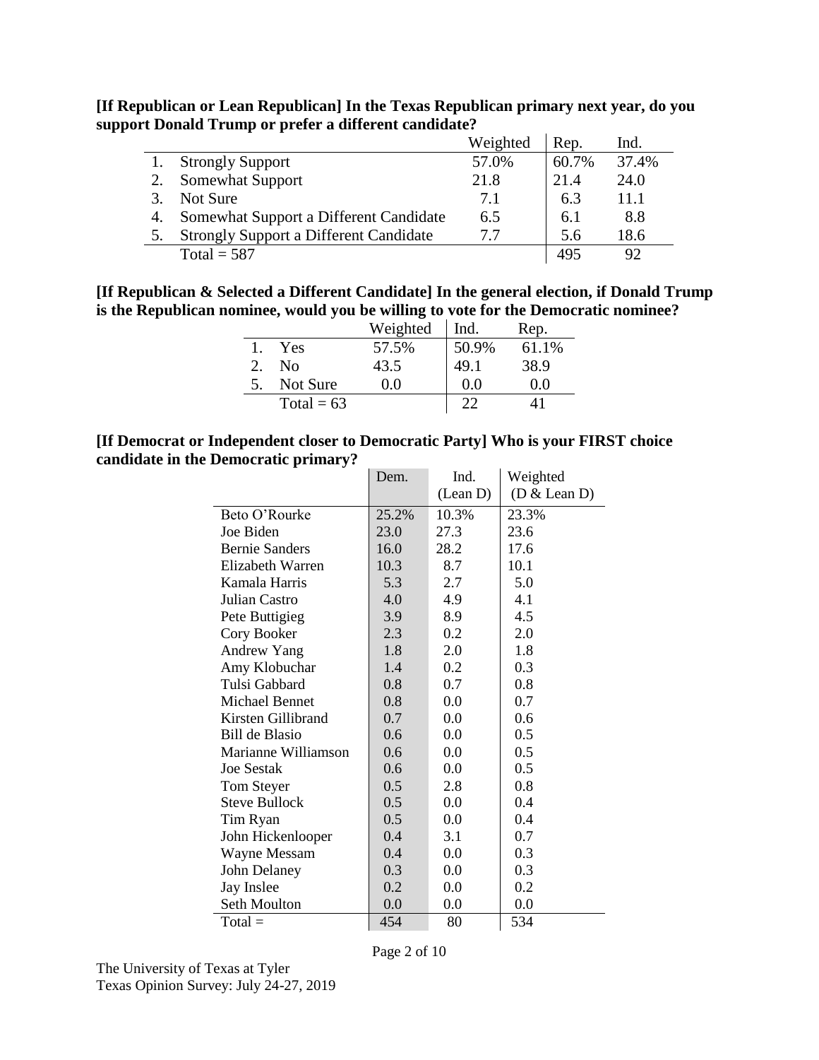**[If Republican or Lean Republican] In the Texas Republican primary next year, do you support Donald Trump or prefer a different candidate?**

| | | Weighted | Rep. | Ind. |
|---|---|---|---|---|
| 1. | Strongly Support | 57.0% | 60.7% | 37.4% |
| 2. | Somewhat Support | 21.8 | 21.4 | 24.0 |
| 3. | Not Sure | 7.1 | 6.3 | 11.1 |
| 4. | Somewhat Support a Different Candidate | 6.5 | 6.1 | 8.8 |
| 5. | Strongly Support a Different Candidate | 7.7 | 5.6 | 18.6 |
| | Total = 587 | | 495 | 92 |

**[If Republican & Selected a Different Candidate] In the general election, if Donald Trump is the Republican nominee, would you be willing to vote for the Democratic nominee?**

| | | Weighted | Ind. | Rep. |
|---|---|---|---|---|
| 1. | Yes | 57.5% | 50.9% | 61.1% |
| 2. | No | 43.5 | 49.1 | 38.9 |
| 5. | Not Sure | 0.0 | 0.0 | 0.0 |
| | Total = 63 | | 22 | 41 |

**[If Democrat or Independent closer to Democratic Party] Who is your FIRST choice candidate in the Democratic primary?**

| | Dem. | Ind. (Lean D) | Weighted (D & Lean D) |
|---|---|---|---|
| Beto O'Rourke | 25.2% | 10.3% | 23.3% |
| Joe Biden | 23.0 | 27.3 | 23.6 |
| Bernie Sanders | 16.0 | 28.2 | 17.6 |
| Elizabeth Warren | 10.3 | 8.7 | 10.1 |
| Kamala Harris | 5.3 | 2.7 | 5.0 |
| Julian Castro | 4.0 | 4.9 | 4.1 |
| Pete Buttigieg | 3.9 | 8.9 | 4.5 |
| Cory Booker | 2.3 | 0.2 | 2.0 |
| Andrew Yang | 1.8 | 2.0 | 1.8 |
| Amy Klobuchar | 1.4 | 0.2 | 0.3 |
| Tulsi Gabbard | 0.8 | 0.7 | 0.8 |
| Michael Bennet | 0.8 | 0.0 | 0.7 |
| Kirsten Gillibrand | 0.7 | 0.0 | 0.6 |
| Bill de Blasio | 0.6 | 0.0 | 0.5 |
| Marianne Williamson | 0.6 | 0.0 | 0.5 |
| Joe Sestak | 0.6 | 0.0 | 0.5 |
| Tom Steyer | 0.5 | 2.8 | 0.8 |
| Steve Bullock | 0.5 | 0.0 | 0.4 |
| Tim Ryan | 0.5 | 0.0 | 0.4 |
| John Hickenlooper | 0.4 | 3.1 | 0.7 |
| Wayne Messam | 0.4 | 0.0 | 0.3 |
| John Delaney | 0.3 | 0.0 | 0.3 |
| Jay Inslee | 0.2 | 0.0 | 0.2 |
| Seth Moulton | 0.0 | 0.0 | 0.0 |
| Total = | 454 | 80 | 534 |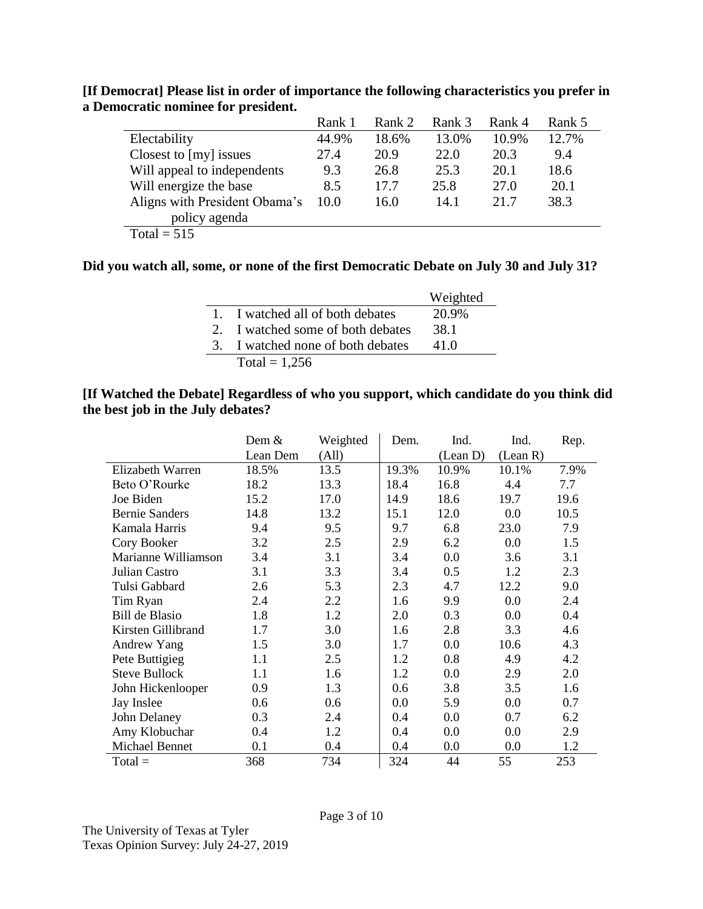**[If Democrat] Please list in order of importance the following characteristics you prefer in a Democratic nominee for president.**

| | Rank 1 | Rank 2 | Rank 3 | Rank 4 | Rank 5 |
|---|---|---|---|---|---|
| Electability | 44.9% | 18.6% | 13.0% | 10.9% | 12.7% |
| Closest to [my] issues | 27.4 | 20.9 | 22.0 | 20.3 | 9.4 |
| Will appeal to independents | 9.3 | 26.8 | 25.3 | 20.1 | 18.6 |
| Will energize the base | 8.5 | 17.7 | 25.8 | 27.0 | 20.1 |
| Aligns with President Obama's policy agenda | 10.0 | 16.0 | 14.1 | 21.7 | 38.3 |
| Total = 515 | | | | | |

**Did you watch all, some, or none of the first Democratic Debate on July 30 and July 31?**

| | Weighted |
|---|---|
| 1. I watched all of both debates | 20.9% |
| 2. I watched some of both debates | 38.1 |
| 3. I watched none of both debates | 41.0 |
| Total = 1,256 | |

**[If Watched the Debate] Regardless of who you support, which candidate do you think did the best job in the July debates?**

| | Dem & Lean Dem | Weighted (All) | Dem. | Ind. (Lean D) | Ind. (Lean R) | Rep. |
|---|---|---|---|---|---|---|
| Elizabeth Warren | 18.5% | 13.5 | 19.3% | 10.9% | 10.1% | 7.9% |
| Beto O'Rourke | 18.2 | 13.3 | 18.4 | 16.8 | 4.4 | 7.7 |
| Joe Biden | 15.2 | 17.0 | 14.9 | 18.6 | 19.7 | 19.6 |
| Bernie Sanders | 14.8 | 13.2 | 15.1 | 12.0 | 0.0 | 10.5 |
| Kamala Harris | 9.4 | 9.5 | 9.7 | 6.8 | 23.0 | 7.9 |
| Cory Booker | 3.2 | 2.5 | 2.9 | 6.2 | 0.0 | 1.5 |
| Marianne Williamson | 3.4 | 3.1 | 3.4 | 0.0 | 3.6 | 3.1 |
| Julian Castro | 3.1 | 3.3 | 3.4 | 0.5 | 1.2 | 2.3 |
| Tulsi Gabbard | 2.6 | 5.3 | 2.3 | 4.7 | 12.2 | 9.0 |
| Tim Ryan | 2.4 | 2.2 | 1.6 | 9.9 | 0.0 | 2.4 |
| Bill de Blasio | 1.8 | 1.2 | 2.0 | 0.3 | 0.0 | 0.4 |
| Kirsten Gillibrand | 1.7 | 3.0 | 1.6 | 2.8 | 3.3 | 4.6 |
| Andrew Yang | 1.5 | 3.0 | 1.7 | 0.0 | 10.6 | 4.3 |
| Pete Buttigieg | 1.1 | 2.5 | 1.2 | 0.8 | 4.9 | 4.2 |
| Steve Bullock | 1.1 | 1.6 | 1.2 | 0.0 | 2.9 | 2.0 |
| John Hickenlooper | 0.9 | 1.3 | 0.6 | 3.8 | 3.5 | 1.6 |
| Jay Inslee | 0.6 | 0.6 | 0.0 | 5.9 | 0.0 | 0.7 |
| John Delaney | 0.3 | 2.4 | 0.4 | 0.0 | 0.7 | 6.2 |
| Amy Klobuchar | 0.4 | 1.2 | 0.4 | 0.0 | 0.0 | 2.9 |
| Michael Bennet | 0.1 | 0.4 | 0.4 | 0.0 | 0.0 | 1.2 |
| Total = | 368 | 734 | 324 | 44 | 55 | 253 |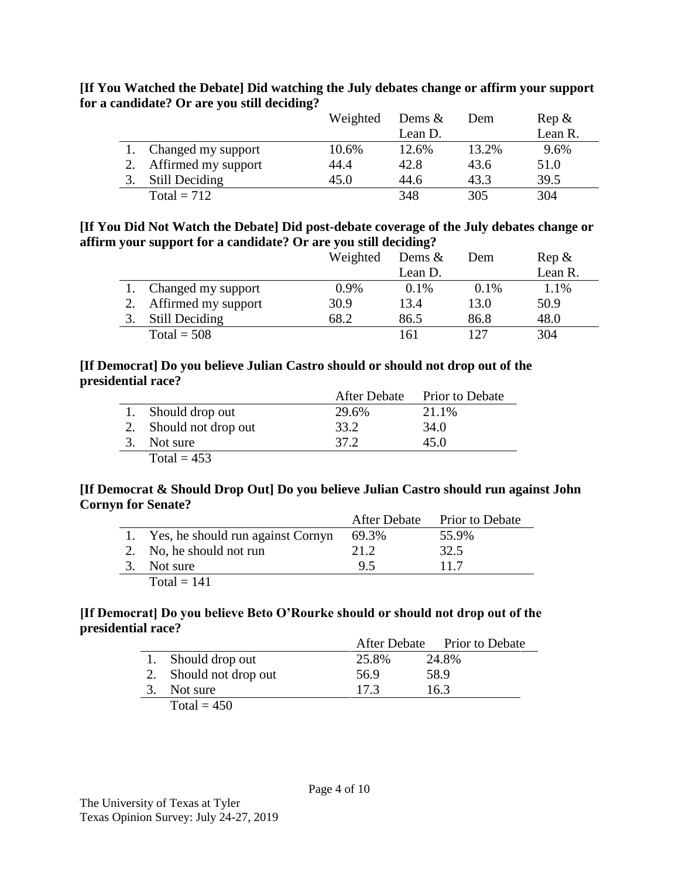**[If You Watched the Debate] Did watching the July debates change or affirm your support for a candidate? Or are you still deciding?**

| | Weighted | Dems & Lean D. | Dem | Rep & Lean R. |
|---|---|---|---|---|
| 1. Changed my support | 10.6% | 12.6% | 13.2% | 9.6% |
| 2. Affirmed my support | 44.4 | 42.8 | 43.6 | 51.0 |
| 3. Still Deciding | 45.0 | 44.6 | 43.3 | 39.5 |
| Total = 712 | | 348 | 305 | 304 |

**[If You Did Not Watch the Debate] Did post-debate coverage of the July debates change or affirm your support for a candidate? Or are you still deciding?**

| | Weighted | Dems & Lean D. | Dem | Rep & Lean R. |
|---|---|---|---|---|
| 1. Changed my support | 0.9% | 0.1% | 0.1% | 1.1% |
| 2. Affirmed my support | 30.9 | 13.4 | 13.0 | 50.9 |
| 3. Still Deciding | 68.2 | 86.5 | 86.8 | 48.0 |
| Total = 508 | | 161 | 127 | 304 |

**[If Democrat] Do you believe Julian Castro should or should not drop out of the presidential race?**

| | After Debate | Prior to Debate |
|---|---|---|
| 1. Should drop out | 29.6% | 21.1% |
| 2. Should not drop out | 33.2 | 34.0 |
| 3. Not sure | 37.2 | 45.0 |
| Total = 453 | | |

**[If Democrat & Should Drop Out] Do you believe Julian Castro should run against John Cornyn for Senate?**

| | After Debate | Prior to Debate |
|---|---|---|
| 1. Yes, he should run against Cornyn | 69.3% | 55.9% |
| 2. No, he should not run | 21.2 | 32.5 |
| 3. Not sure | 9.5 | 11.7 |
| Total = 141 | | |

**[If Democrat] Do you believe Beto O'Rourke should or should not drop out of the presidential race?**

| | After Debate | Prior to Debate |
|---|---|---|
| 1. Should drop out | 25.8% | 24.8% |
| 2. Should not drop out | 56.9 | 58.9 |
| 3. Not sure | 17.3 | 16.3 |
| Total = 450 | | |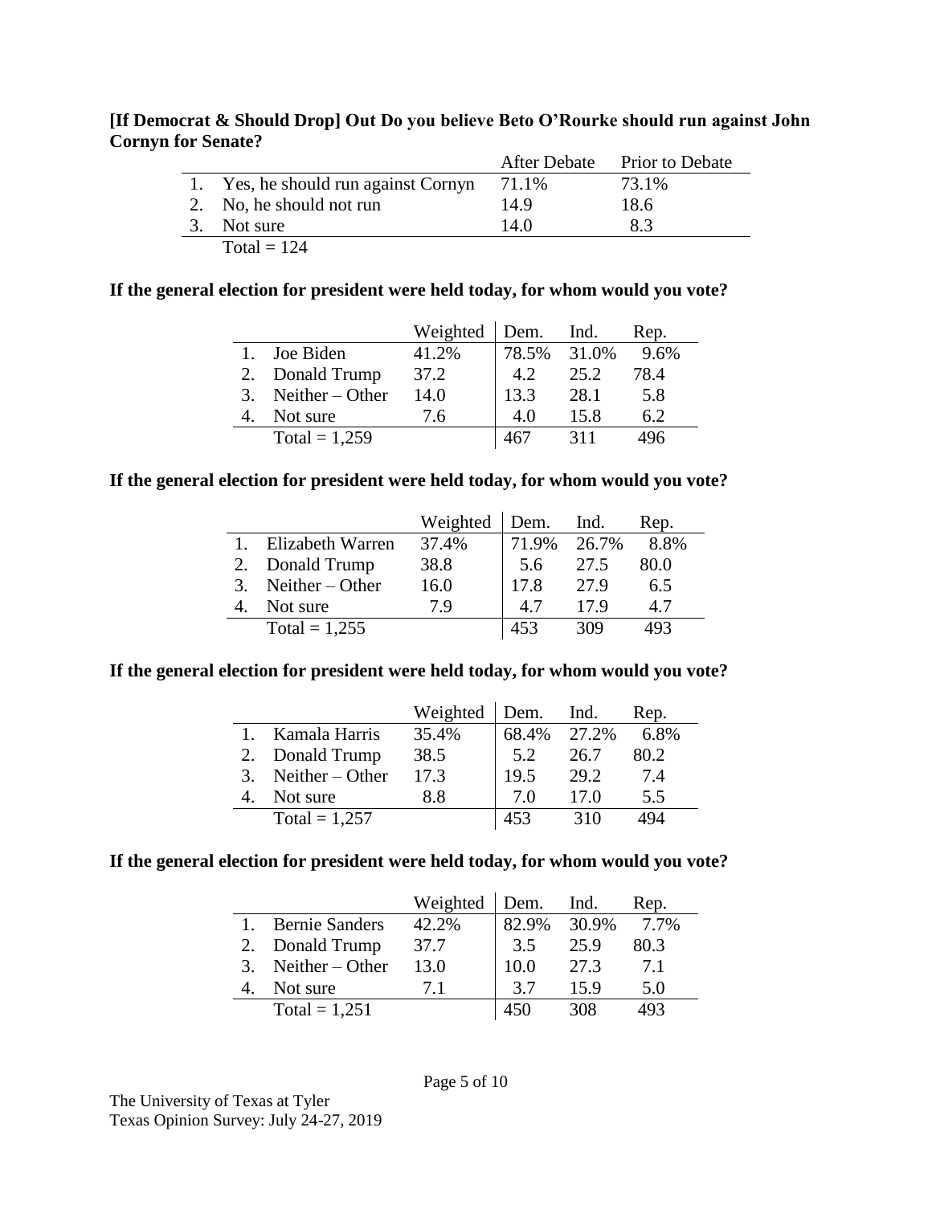**[If Democrat & Should Drop] Out Do you believe Beto O'Rourke should run against John Cornyn for Senate?**

| | After Debate | Prior to Debate |
|---|---|---|
| 1. Yes, he should run against Cornyn | 71.1% | 73.1% |
| 2. No, he should not run | 14.9 | 18.6 |
| 3. Not sure | 14.0 | 8.3 |
| Total = 124 | | |

**If the general election for president were held today, for whom would you vote?**

| | Weighted | Dem. | Ind. | Rep. |
|---|---|---|---|---|
| 1. Joe Biden | 41.2% | 78.5% | 31.0% | 9.6% |
| 2. Donald Trump | 37.2 | 4.2 | 25.2 | 78.4 |
| 3. Neither – Other | 14.0 | 13.3 | 28.1 | 5.8 |
| 4. Not sure | 7.6 | 4.0 | 15.8 | 6.2 |
| Total = 1,259 | | 467 | 311 | 496 |

**If the general election for president were held today, for whom would you vote?**

| | Weighted | Dem. | Ind. | Rep. |
|---|---|---|---|---|
| 1. Elizabeth Warren | 37.4% | 71.9% | 26.7% | 8.8% |
| 2. Donald Trump | 38.8 | 5.6 | 27.5 | 80.0 |
| 3. Neither – Other | 16.0 | 17.8 | 27.9 | 6.5 |
| 4. Not sure | 7.9 | 4.7 | 17.9 | 4.7 |
| Total = 1,255 | | 453 | 309 | 493 |

**If the general election for president were held today, for whom would you vote?**

| | Weighted | Dem. | Ind. | Rep. |
|---|---|---|---|---|
| 1. Kamala Harris | 35.4% | 68.4% | 27.2% | 6.8% |
| 2. Donald Trump | 38.5 | 5.2 | 26.7 | 80.2 |
| 3. Neither – Other | 17.3 | 19.5 | 29.2 | 7.4 |
| 4. Not sure | 8.8 | 7.0 | 17.0 | 5.5 |
| Total = 1,257 | | 453 | 310 | 494 |

**If the general election for president were held today, for whom would you vote?**

| | Weighted | Dem. | Ind. | Rep. |
|---|---|---|---|---|
| 1. Bernie Sanders | 42.2% | 82.9% | 30.9% | 7.7% |
| 2. Donald Trump | 37.7 | 3.5 | 25.9 | 80.3 |
| 3. Neither – Other | 13.0 | 10.0 | 27.3 | 7.1 |
| 4. Not sure | 7.1 | 3.7 | 15.9 | 5.0 |
| Total = 1,251 | | 450 | 308 | 493 |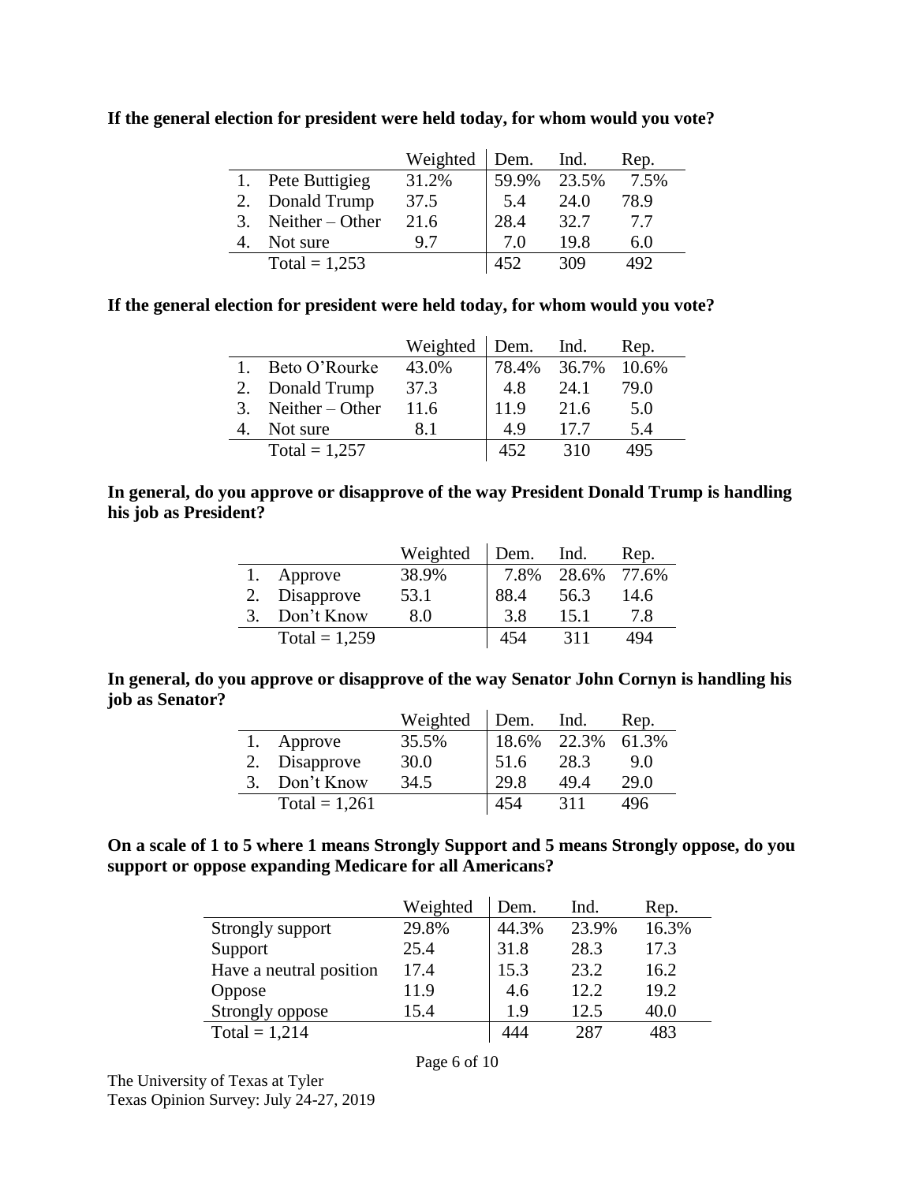**If the general election for president were held today, for whom would you vote?**

| | Weighted | Dem. | Ind. | Rep. |
|---|---|---|---|---|
| 1. Pete Buttigieg | 31.2% | 59.9% | 23.5% | 7.5% |
| 2. Donald Trump | 37.5 | 5.4 | 24.0 | 78.9 |
| 3. Neither – Other | 21.6 | 28.4 | 32.7 | 7.7 |
| 4. Not sure | 9.7 | 7.0 | 19.8 | 6.0 |
| Total = 1,253 | | 452 | 309 | 492 |

**If the general election for president were held today, for whom would you vote?**

| | Weighted | Dem. | Ind. | Rep. |
|---|---|---|---|---|
| 1. Beto O'Rourke | 43.0% | 78.4% | 36.7% | 10.6% |
| 2. Donald Trump | 37.3 | 4.8 | 24.1 | 79.0 |
| 3. Neither – Other | 11.6 | 11.9 | 21.6 | 5.0 |
| 4. Not sure | 8.1 | 4.9 | 17.7 | 5.4 |
| Total = 1,257 | | 452 | 310 | 495 |

**In general, do you approve or disapprove of the way President Donald Trump is handling his job as President?**

| | Weighted | Dem. | Ind. | Rep. |
|---|---|---|---|---|
| 1. Approve | 38.9% | 7.8% | 28.6% | 77.6% |
| 2. Disapprove | 53.1 | 88.4 | 56.3 | 14.6 |
| 3. Don't Know | 8.0 | 3.8 | 15.1 | 7.8 |
| Total = 1,259 | | 454 | 311 | 494 |

**In general, do you approve or disapprove of the way Senator John Cornyn is handling his job as Senator?**

| | Weighted | Dem. | Ind. | Rep. |
|---|---|---|---|---|
| 1. Approve | 35.5% | 18.6% | 22.3% | 61.3% |
| 2. Disapprove | 30.0 | 51.6 | 28.3 | 9.0 |
| 3. Don't Know | 34.5 | 29.8 | 49.4 | 29.0 |
| Total = 1,261 | | 454 | 311 | 496 |

**On a scale of 1 to 5 where 1 means Strongly Support and 5 means Strongly oppose, do you support or oppose expanding Medicare for all Americans?**

| | Weighted | Dem. | Ind. | Rep. |
|---|---|---|---|---|
| Strongly support | 29.8% | 44.3% | 23.9% | 16.3% |
| Support | 25.4 | 31.8 | 28.3 | 17.3 |
| Have a neutral position | 17.4 | 15.3 | 23.2 | 16.2 |
| Oppose | 11.9 | 4.6 | 12.2 | 19.2 |
| Strongly oppose | 15.4 | 1.9 | 12.5 | 40.0 |
| Total = 1,214 | | 444 | 287 | 483 |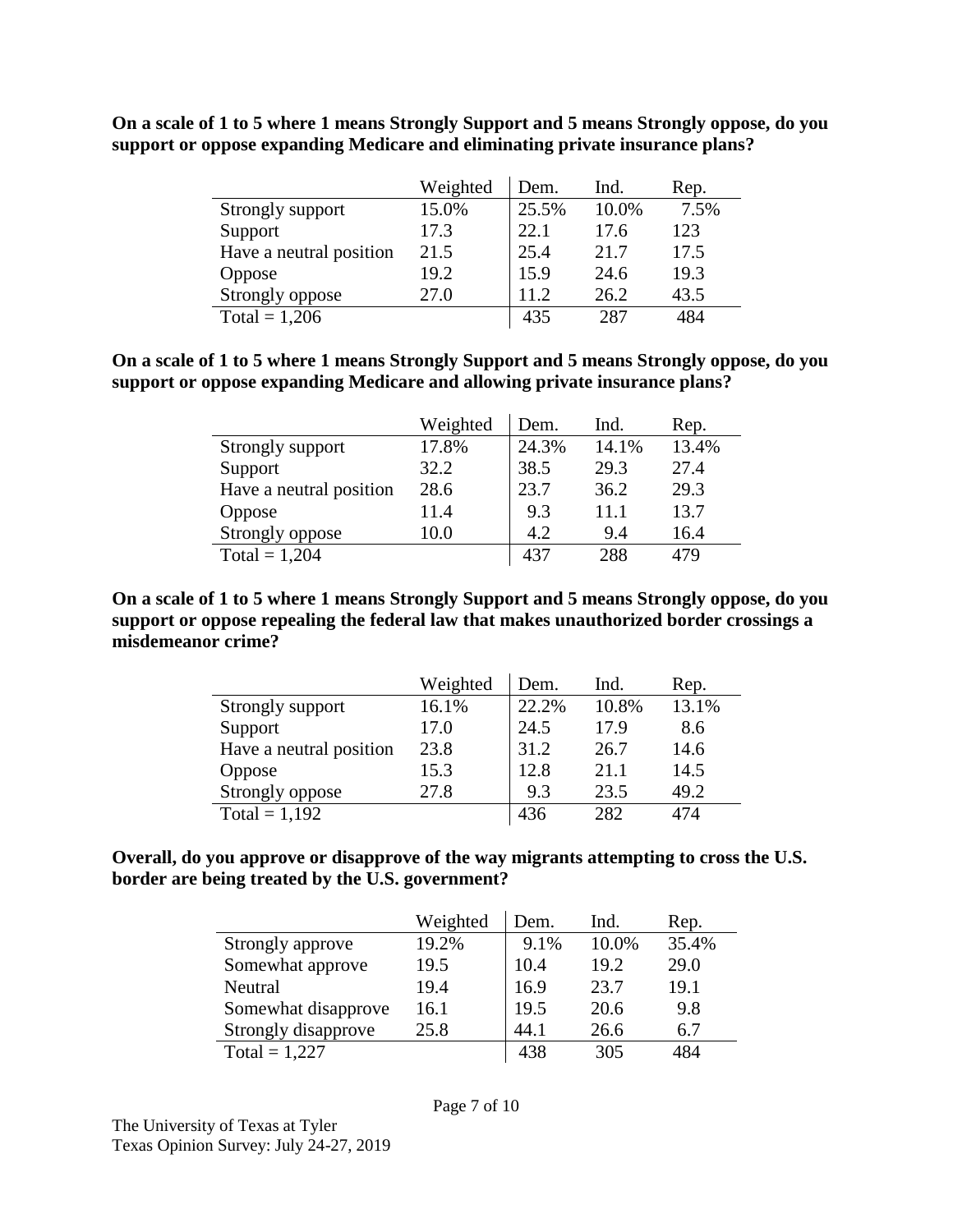**On a scale of 1 to 5 where 1 means Strongly Support and 5 means Strongly oppose, do you support or oppose expanding Medicare and eliminating private insurance plans?**

| | Weighted | Dem. | Ind. | Rep. |
|---|---|---|---|---|
| Strongly support | 15.0% | 25.5% | 10.0% | 7.5% |
| Support | 17.3 | 22.1 | 17.6 | 123 |
| Have a neutral position | 21.5 | 25.4 | 21.7 | 17.5 |
| Oppose | 19.2 | 15.9 | 24.6 | 19.3 |
| Strongly oppose | 27.0 | 11.2 | 26.2 | 43.5 |
| Total = 1,206 | | 435 | 287 | 484 |

**On a scale of 1 to 5 where 1 means Strongly Support and 5 means Strongly oppose, do you support or oppose expanding Medicare and allowing private insurance plans?**

| | Weighted | Dem. | Ind. | Rep. |
|---|---|---|---|---|
| Strongly support | 17.8% | 24.3% | 14.1% | 13.4% |
| Support | 32.2 | 38.5 | 29.3 | 27.4 |
| Have a neutral position | 28.6 | 23.7 | 36.2 | 29.3 |
| Oppose | 11.4 | 9.3 | 11.1 | 13.7 |
| Strongly oppose | 10.0 | 4.2 | 9.4 | 16.4 |
| Total = 1,204 | | 437 | 288 | 479 |

**On a scale of 1 to 5 where 1 means Strongly Support and 5 means Strongly oppose, do you support or oppose repealing the federal law that makes unauthorized border crossings a misdemeanor crime?**

| | Weighted | Dem. | Ind. | Rep. |
|---|---|---|---|---|
| Strongly support | 16.1% | 22.2% | 10.8% | 13.1% |
| Support | 17.0 | 24.5 | 17.9 | 8.6 |
| Have a neutral position | 23.8 | 31.2 | 26.7 | 14.6 |
| Oppose | 15.3 | 12.8 | 21.1 | 14.5 |
| Strongly oppose | 27.8 | 9.3 | 23.5 | 49.2 |
| Total = 1,192 | | 436 | 282 | 474 |

**Overall, do you approve or disapprove of the way migrants attempting to cross the U.S. border are being treated by the U.S. government?**

| | Weighted | Dem. | Ind. | Rep. |
|---|---|---|---|---|
| Strongly approve | 19.2% | 9.1% | 10.0% | 35.4% |
| Somewhat approve | 19.5 | 10.4 | 19.2 | 29.0 |
| Neutral | 19.4 | 16.9 | 23.7 | 19.1 |
| Somewhat disapprove | 16.1 | 19.5 | 20.6 | 9.8 |
| Strongly disapprove | 25.8 | 44.1 | 26.6 | 6.7 |
| Total = 1,227 | | 438 | 305 | 484 |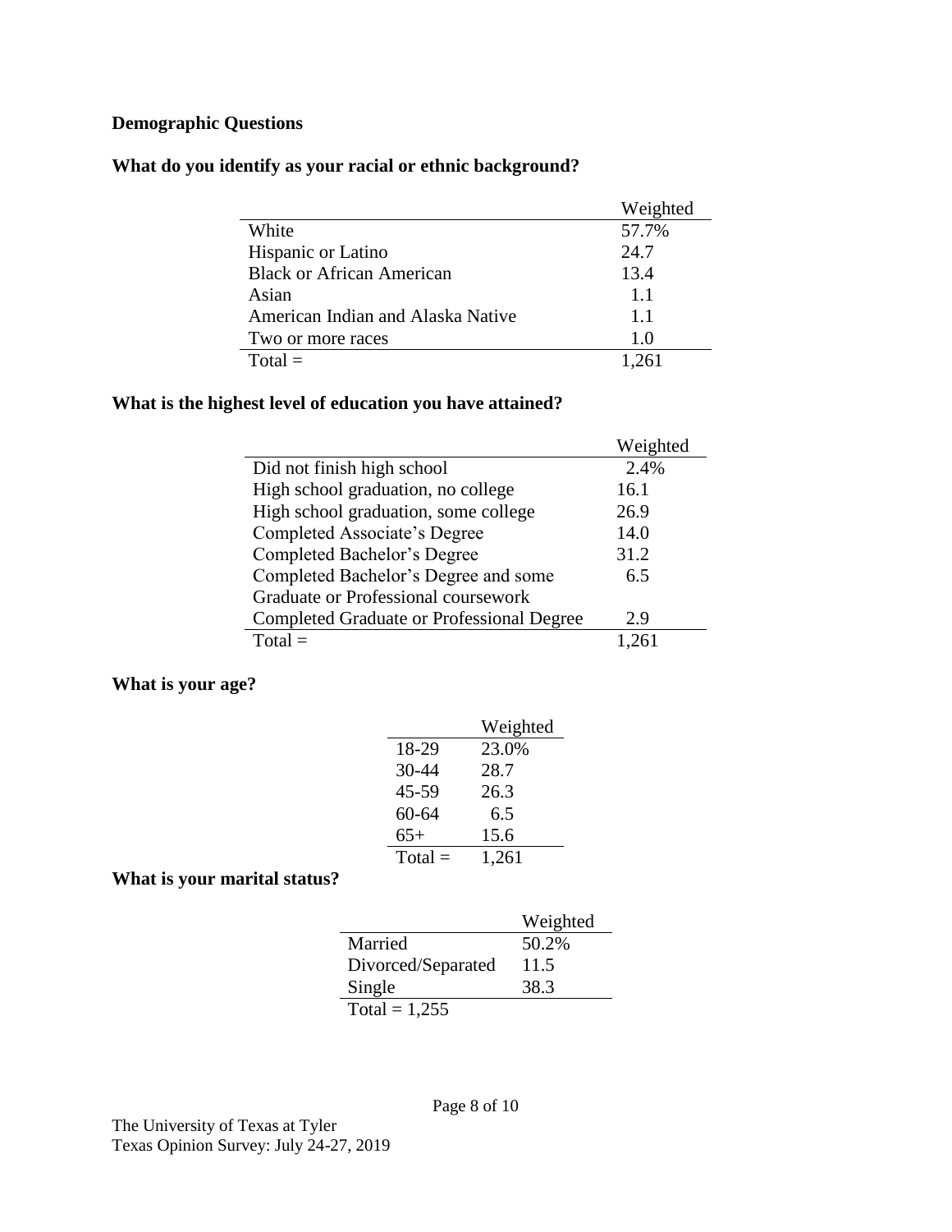**Demographic Questions**

**What do you identify as your racial or ethnic background?**

| | Weighted |
|---|---|
| White | 57.7% |
| Hispanic or Latino | 24.7 |
| Black or African American | 13.4 |
| Asian | 1.1 |
| American Indian and Alaska Native | 1.1 |
| Two or more races | 1.0 |
| Total = | 1,261 |

**What is the highest level of education you have attained?**

| | Weighted |
|---|---|
| Did not finish high school | 2.4% |
| High school graduation, no college | 16.1 |
| High school graduation, some college | 26.9 |
| Completed Associate's Degree | 14.0 |
| Completed Bachelor's Degree | 31.2 |
| Completed Bachelor's Degree and some Graduate or Professional coursework | 6.5 |
| Completed Graduate or Professional Degree | 2.9 |
| Total = | 1,261 |

**What is your age?**

| | Weighted |
|---|---|
| 18-29 | 23.0% |
| 30-44 | 28.7 |
| 45-59 | 26.3 |
| 60-64 | 6.5 |
| 65+ | 15.6 |
| Total = | 1,261 |

**What is your marital status?**

| | Weighted |
|---|---|
| Married | 50.2% |
| Divorced/Separated | 11.5 |
| Single | 38.3 |
| Total = 1,255 | |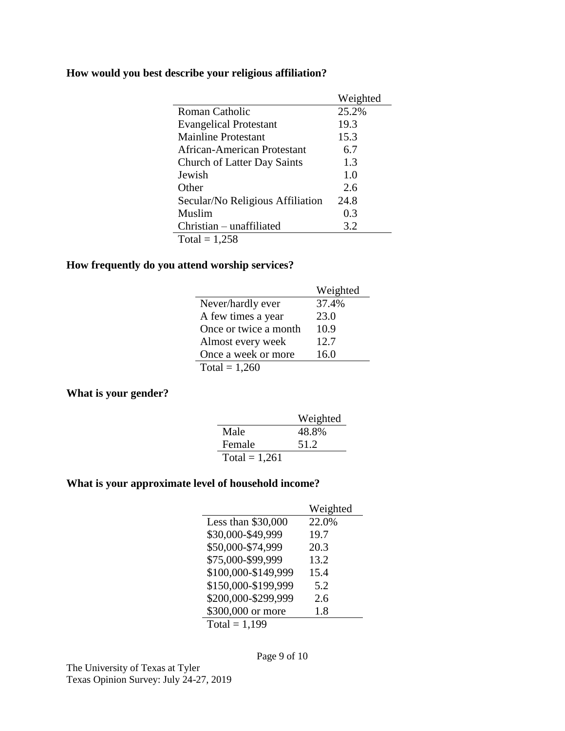**How would you best describe your religious affiliation?**

| | Weighted |
|---|---|
| Roman Catholic | 25.2% |
| Evangelical Protestant | 19.3 |
| Mainline Protestant | 15.3 |
| African-American Protestant | 6.7 |
| Church of Latter Day Saints | 1.3 |
| Jewish | 1.0 |
| Other | 2.6 |
| Secular/No Religious Affiliation | 24.8 |
| Muslim | 0.3 |
| Christian – unaffiliated | 3.2 |

Total = 1,258

**How frequently do you attend worship services?**

| | Weighted |
|---|---|
| Never/hardly ever | 37.4% |
| A few times a year | 23.0 |
| Once or twice a month | 10.9 |
| Almost every week | 12.7 |
| Once a week or more | 16.0 |

Total = 1,260

**What is your gender?**

| | Weighted |
|---|---|
| Male | 48.8% |
| Female | 51.2 |

Total = 1,261

**What is your approximate level of household income?**

| | Weighted |
|---|---|
| Less than $30,000 | 22.0% |
| $30,000-$49,999 | 19.7 |
| $50,000-$74,999 | 20.3 |
| $75,000-$99,999 | 13.2 |
| $100,000-$149,999 | 15.4 |
| $150,000-$199,999 | 5.2 |
| $200,000-$299,999 | 2.6 |
| $300,000 or more | 1.8 |

Total = 1,199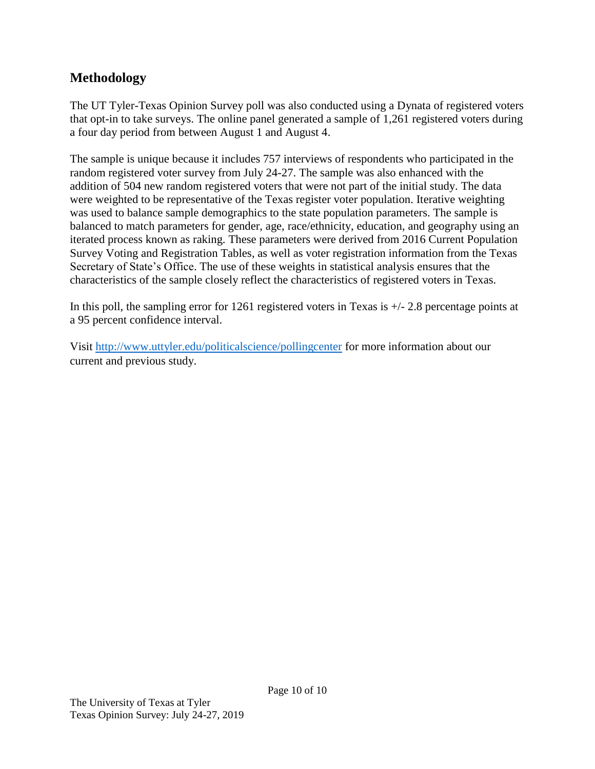## Methodology

The UT Tyler-Texas Opinion Survey poll was also conducted using a Dynata of registered voters that opt-in to take surveys. The online panel generated a sample of 1,261 registered voters during a four day period from between August 1 and August 4.

The sample is unique because it includes 757 interviews of respondents who participated in the random registered voter survey from July 24-27. The sample was also enhanced with the addition of 504 new random registered voters that were not part of the initial study. The data were weighted to be representative of the Texas register voter population. Iterative weighting was used to balance sample demographics to the state population parameters. The sample is balanced to match parameters for gender, age, race/ethnicity, education, and geography using an iterated process known as raking. These parameters were derived from 2016 Current Population Survey Voting and Registration Tables, as well as voter registration information from the Texas Secretary of State's Office. The use of these weights in statistical analysis ensures that the characteristics of the sample closely reflect the characteristics of registered voters in Texas.

In this poll, the sampling error for 1261 registered voters in Texas is +/- 2.8 percentage points at a 95 percent confidence interval.

Visit [http://www.uttyler.edu/politicalscience/pollingcenter](http://www.uttyler.edu/politicalscience/pollingcenter) for more information about our current and previous study.